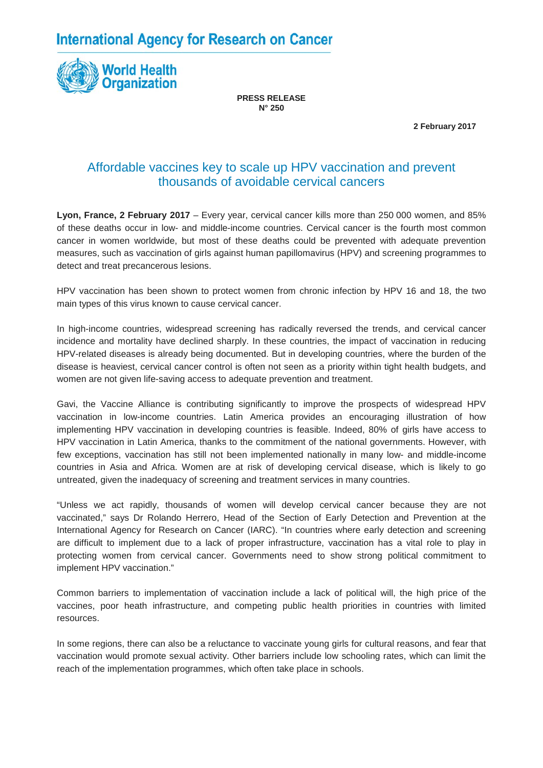International Agency for Research on Cancer

World Health Organization

**PRESS RELEASE**
**N° 250**

**2 February 2017**

# Affordable vaccines key to scale up HPV vaccination and prevent thousands of avoidable cervical cancers

**Lyon, France, 2 February 2017** – Every year, cervical cancer kills more than 250 000 women, and 85% of these deaths occur in low- and middle-income countries. Cervical cancer is the fourth most common cancer in women worldwide, but most of these deaths could be prevented with adequate prevention measures, such as vaccination of girls against human papillomavirus (HPV) and screening programmes to detect and treat precancerous lesions.

HPV vaccination has been shown to protect women from chronic infection by HPV 16 and 18, the two main types of this virus known to cause cervical cancer.

In high-income countries, widespread screening has radically reversed the trends, and cervical cancer incidence and mortality have declined sharply. In these countries, the impact of vaccination in reducing HPV-related diseases is already being documented. But in developing countries, where the burden of the disease is heaviest, cervical cancer control is often not seen as a priority within tight health budgets, and women are not given life-saving access to adequate prevention and treatment.

Gavi, the Vaccine Alliance is contributing significantly to improve the prospects of widespread HPV vaccination in low-income countries. Latin America provides an encouraging illustration of how implementing HPV vaccination in developing countries is feasible. Indeed, 80% of girls have access to HPV vaccination in Latin America, thanks to the commitment of the national governments. However, with few exceptions, vaccination has still not been implemented nationally in many low- and middle-income countries in Asia and Africa. Women are at risk of developing cervical disease, which is likely to go untreated, given the inadequacy of screening and treatment services in many countries.

"Unless we act rapidly, thousands of women will develop cervical cancer because they are not vaccinated," says Dr Rolando Herrero, Head of the Section of Early Detection and Prevention at the International Agency for Research on Cancer (IARC). "In countries where early detection and screening are difficult to implement due to a lack of proper infrastructure, vaccination has a vital role to play in protecting women from cervical cancer. Governments need to show strong political commitment to implement HPV vaccination."

Common barriers to implementation of vaccination include a lack of political will, the high price of the vaccines, poor heath infrastructure, and competing public health priorities in countries with limited resources.

In some regions, there can also be a reluctance to vaccinate young girls for cultural reasons, and fear that vaccination would promote sexual activity. Other barriers include low schooling rates, which can limit the reach of the implementation programmes, which often take place in schools.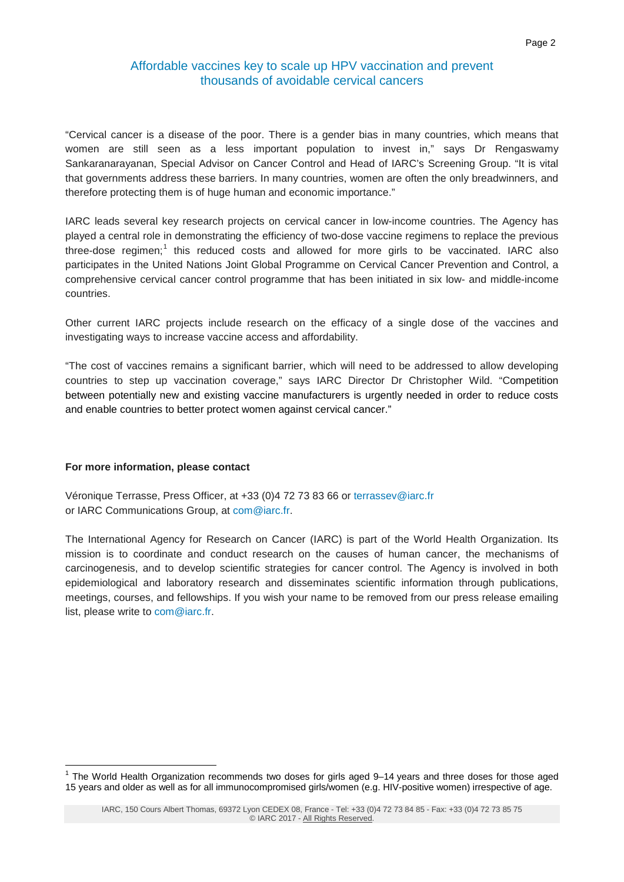“Cervical cancer is a disease of the poor. There is a gender bias in many countries, which means that women are still seen as a less important population to invest in,” says Dr Rengaswamy Sankaranarayanan, Special Advisor on Cancer Control and Head of IARC’s Screening Group. “It is vital that governments address these barriers. In many countries, women are often the only breadwinners, and therefore protecting them is of huge human and economic importance.”

IARC leads several key research projects on cervical cancer in low-income countries. The Agency has played a central role in demonstrating the efficiency of two-dose vaccine regimens to replace the previous three-dose regimen;[1] this reduced costs and allowed for more girls to be vaccinated. IARC also participates in the United Nations Joint Global Programme on Cervical Cancer Prevention and Control, a comprehensive cervical cancer control programme that has been initiated in six low- and middle-income countries.

Other current IARC projects include research on the efficacy of a single dose of the vaccines and investigating ways to increase vaccine access and affordability.

“The cost of vaccines remains a significant barrier, which will need to be addressed to allow developing countries to step up vaccination coverage,” says IARC Director Dr Christopher Wild. “Competition between potentially new and existing vaccine manufacturers is urgently needed in order to reduce costs and enable countries to better protect women against cervical cancer.”

**For more information, please contact**

Véronique Terrasse, Press Officer, at +33 (0)4 72 73 83 66 or terrassev@iarc.fr
or IARC Communications Group, at com@iarc.fr.

The International Agency for Research on Cancer (IARC) is part of the World Health Organization. Its mission is to coordinate and conduct research on the causes of human cancer, the mechanisms of carcinogenesis, and to develop scientific strategies for cancer control. The Agency is involved in both epidemiological and laboratory research and disseminates scientific information through publications, meetings, courses, and fellowships. If you wish your name to be removed from our press release emailing list, please write to com@iarc.fr.

[1] The World Health Organization recommends two doses for girls aged 9–14 years and three doses for those aged 15 years and older as well as for all immunocompromised girls/women (e.g. HIV-positive women) irrespective of age.